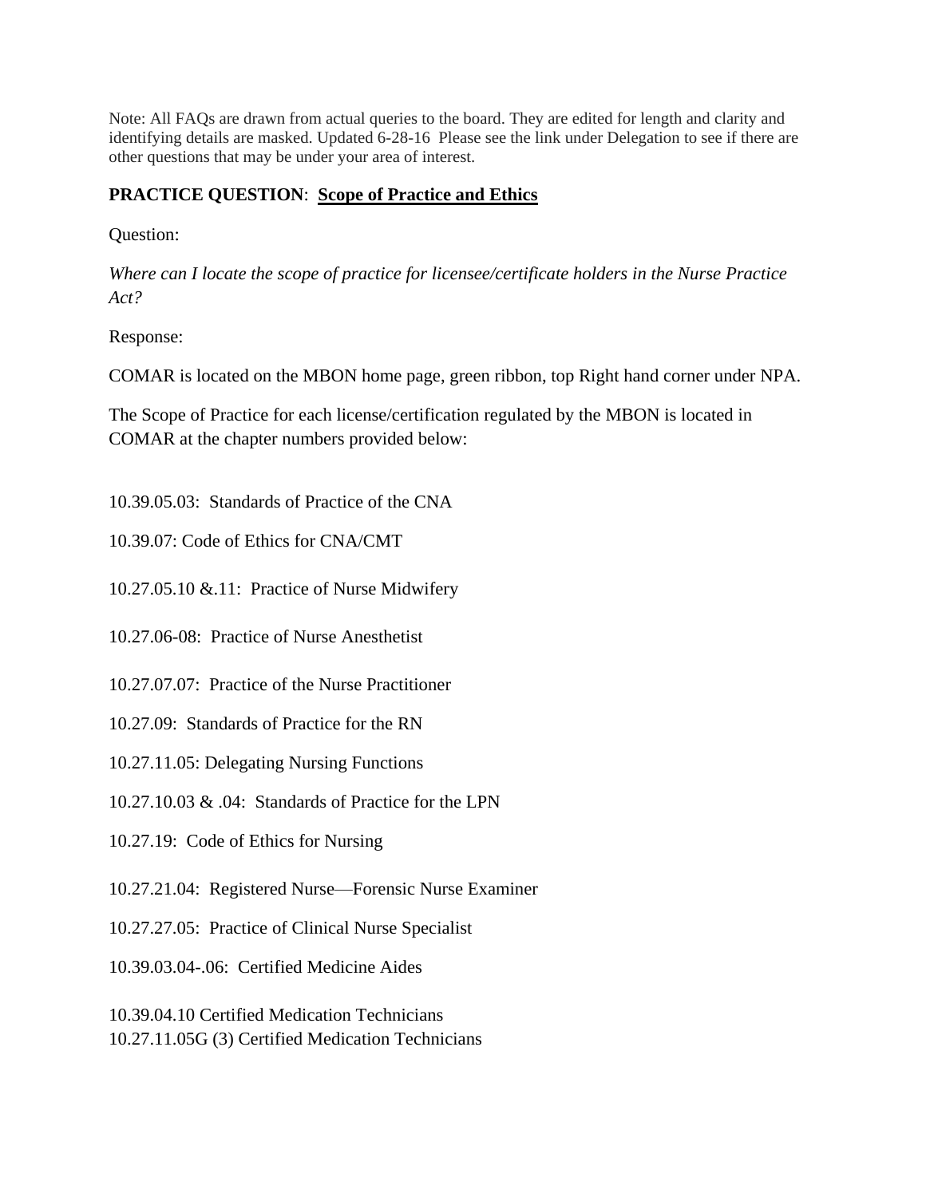Note: All FAQs are drawn from actual queries to the board. They are edited for length and clarity and identifying details are masked. Updated 6-28-16 Please see the link under Delegation to see if there are other questions that may be under your area of interest.

**PRACTICE QUESTION**: **Scope of Practice and Ethics**

Question:

*Where can I locate the scope of practice for licensee/certificate holders in the Nurse Practice Act?*

Response:

COMAR is located on the MBON home page, green ribbon, top Right hand corner under NPA.

The Scope of Practice for each license/certification regulated by the MBON is located in COMAR at the chapter numbers provided below:

10.39.05.03: Standards of Practice of the CNA

10.39.07: Code of Ethics for CNA/CMT

10.27.05.10 &.11: Practice of Nurse Midwifery

10.27.06-08: Practice of Nurse Anesthetist

10.27.07.07: Practice of the Nurse Practitioner

10.27.09: Standards of Practice for the RN

10.27.11.05: Delegating Nursing Functions

10.27.10.03 & .04: Standards of Practice for the LPN

10.27.19: Code of Ethics for Nursing

10.27.21.04: Registered Nurse—Forensic Nurse Examiner

10.27.27.05: Practice of Clinical Nurse Specialist

10.39.03.04-.06: Certified Medicine Aides

10.39.04.10 Certified Medication Technicians
10.27.11.05G (3) Certified Medication Technicians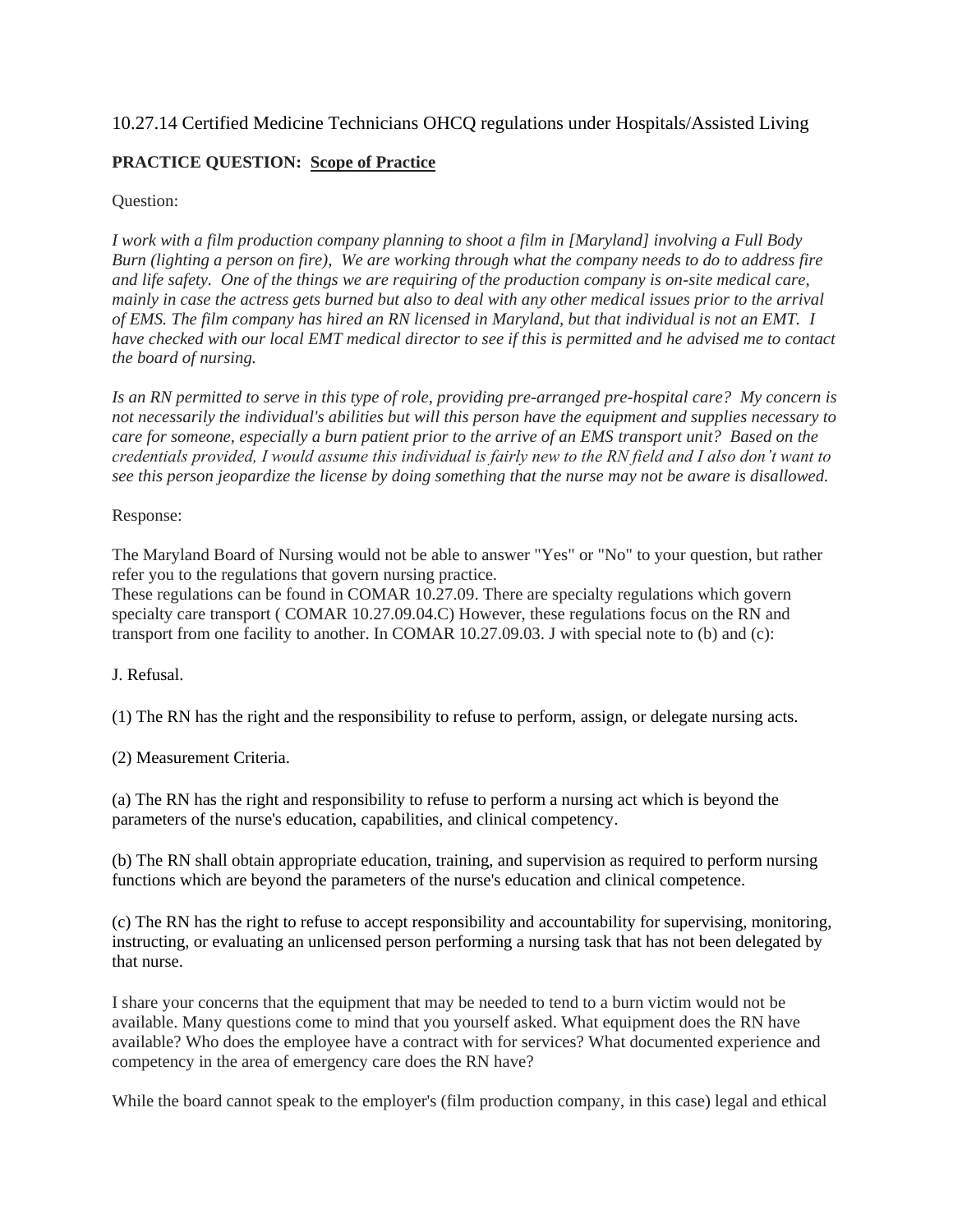10.27.14 Certified Medicine Technicians OHCQ regulations under Hospitals/Assisted Living

**PRACTICE QUESTION: Scope of Practice**

Question:

*I work with a film production company planning to shoot a film in [Maryland] involving a Full Body Burn (lighting a person on fire), We are working through what the company needs to do to address fire and life safety. One of the things we are requiring of the production company is on-site medical care, mainly in case the actress gets burned but also to deal with any other medical issues prior to the arrival of EMS. The film company has hired an RN licensed in Maryland, but that individual is not an EMT. I have checked with our local EMT medical director to see if this is permitted and he advised me to contact the board of nursing.*

*Is an RN permitted to serve in this type of role, providing pre-arranged pre-hospital care? My concern is not necessarily the individual's abilities but will this person have the equipment and supplies necessary to care for someone, especially a burn patient prior to the arrive of an EMS transport unit? Based on the credentials provided, I would assume this individual is fairly new to the RN field and I also don't want to see this person jeopardize the license by doing something that the nurse may not be aware is disallowed.*

Response:

The Maryland Board of Nursing would not be able to answer "Yes" or "No" to your question, but rather refer you to the regulations that govern nursing practice.
These regulations can be found in COMAR 10.27.09. There are specialty regulations which govern specialty care transport ( COMAR 10.27.09.04.C) However, these regulations focus on the RN and transport from one facility to another. In COMAR 10.27.09.03. J with special note to (b) and (c):

J. Refusal.

(1) The RN has the right and the responsibility to refuse to perform, assign, or delegate nursing acts.

(2) Measurement Criteria.

(a) The RN has the right and responsibility to refuse to perform a nursing act which is beyond the parameters of the nurse's education, capabilities, and clinical competency.

(b) The RN shall obtain appropriate education, training, and supervision as required to perform nursing functions which are beyond the parameters of the nurse's education and clinical competence.

(c) The RN has the right to refuse to accept responsibility and accountability for supervising, monitoring, instructing, or evaluating an unlicensed person performing a nursing task that has not been delegated by that nurse.

I share your concerns that the equipment that may be needed to tend to a burn victim would not be available. Many questions come to mind that you yourself asked. What equipment does the RN have available? Who does the employee have a contract with for services? What documented experience and competency in the area of emergency care does the RN have?

While the board cannot speak to the employer's (film production company, in this case) legal and ethical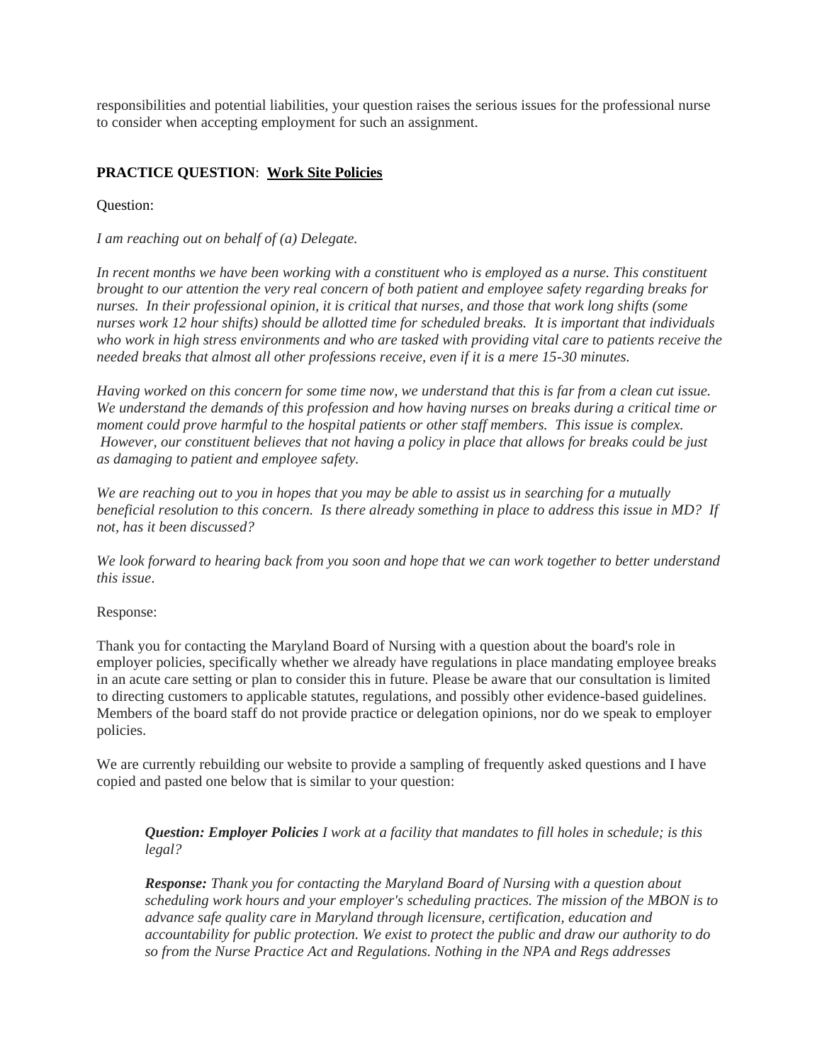responsibilities and potential liabilities, your question raises the serious issues for the professional nurse to consider when accepting employment for such an assignment.

**PRACTICE QUESTION**: **Work Site Policies**

Question:

*I am reaching out on behalf of (a) Delegate.*

*In recent months we have been working with a constituent who is employed as a nurse. This constituent brought to our attention the very real concern of both patient and employee safety regarding breaks for nurses. In their professional opinion, it is critical that nurses, and those that work long shifts (some nurses work 12 hour shifts) should be allotted time for scheduled breaks. It is important that individuals who work in high stress environments and who are tasked with providing vital care to patients receive the needed breaks that almost all other professions receive, even if it is a mere 15-30 minutes.*

*Having worked on this concern for some time now, we understand that this is far from a clean cut issue. We understand the demands of this profession and how having nurses on breaks during a critical time or moment could prove harmful to the hospital patients or other staff members. This issue is complex. However, our constituent believes that not having a policy in place that allows for breaks could be just as damaging to patient and employee safety.*

*We are reaching out to you in hopes that you may be able to assist us in searching for a mutually beneficial resolution to this concern. Is there already something in place to address this issue in MD? If not, has it been discussed?*

*We look forward to hearing back from you soon and hope that we can work together to better understand this issue*.

Response:

Thank you for contacting the Maryland Board of Nursing with a question about the board's role in employer policies, specifically whether we already have regulations in place mandating employee breaks in an acute care setting or plan to consider this in future. Please be aware that our consultation is limited to directing customers to applicable statutes, regulations, and possibly other evidence-based guidelines. Members of the board staff do not provide practice or delegation opinions, nor do we speak to employer policies.

We are currently rebuilding our website to provide a sampling of frequently asked questions and I have copied and pasted one below that is similar to your question:

> ***Question: Employer Policies*** *I work at a facility that mandates to fill holes in schedule; is this legal?*
>
> ***Response:*** *Thank you for contacting the Maryland Board of Nursing with a question about scheduling work hours and your employer's scheduling practices. The mission of the MBON is to advance safe quality care in Maryland through licensure, certification, education and accountability for public protection. We exist to protect the public and draw our authority to do so from the Nurse Practice Act and Regulations. Nothing in the NPA and Regs addresses*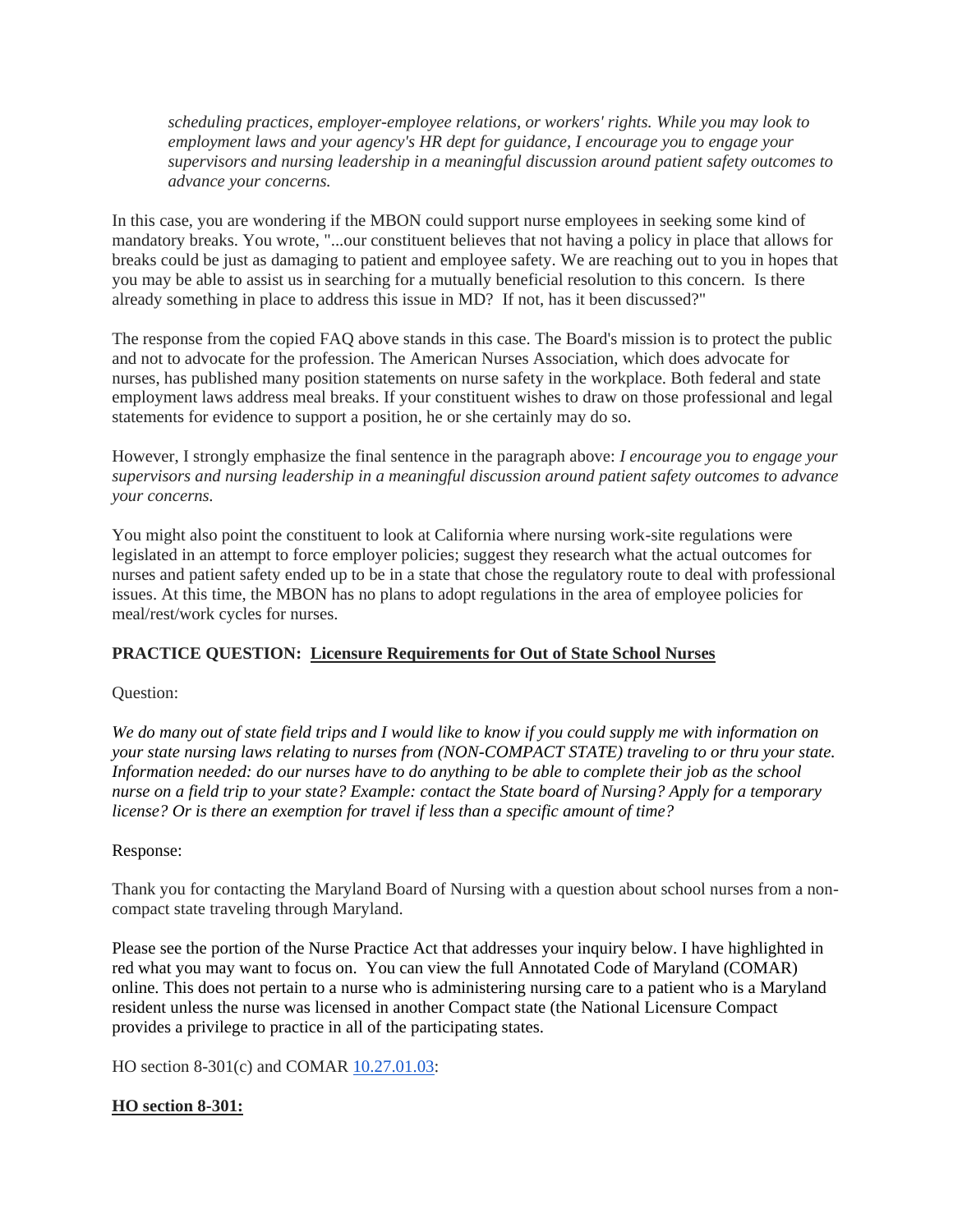*scheduling practices, employer-employee relations, or workers' rights. While you may look to employment laws and your agency's HR dept for guidance, I encourage you to engage your supervisors and nursing leadership in a meaningful discussion around patient safety outcomes to advance your concerns.*

In this case, you are wondering if the MBON could support nurse employees in seeking some kind of mandatory breaks. You wrote, "...our constituent believes that not having a policy in place that allows for breaks could be just as damaging to patient and employee safety. We are reaching out to you in hopes that you may be able to assist us in searching for a mutually beneficial resolution to this concern. Is there already something in place to address this issue in MD? If not, has it been discussed?"

The response from the copied FAQ above stands in this case. The Board's mission is to protect the public and not to advocate for the profession. The American Nurses Association, which does advocate for nurses, has published many position statements on nurse safety in the workplace. Both federal and state employment laws address meal breaks. If your constituent wishes to draw on those professional and legal statements for evidence to support a position, he or she certainly may do so.

However, I strongly emphasize the final sentence in the paragraph above: *I encourage you to engage your supervisors and nursing leadership in a meaningful discussion around patient safety outcomes to advance your concerns.*

You might also point the constituent to look at California where nursing work-site regulations were legislated in an attempt to force employer policies; suggest they research what the actual outcomes for nurses and patient safety ended up to be in a state that chose the regulatory route to deal with professional issues. At this time, the MBON has no plans to adopt regulations in the area of employee policies for meal/rest/work cycles for nurses.

**PRACTICE QUESTION: Licensure Requirements for Out of State School Nurses**

Question:

*We do many out of state field trips and I would like to know if you could supply me with information on your state nursing laws relating to nurses from (NON-COMPACT STATE) traveling to or thru your state. Information needed: do our nurses have to do anything to be able to complete their job as the school nurse on a field trip to your state? Example: contact the State board of Nursing? Apply for a temporary license? Or is there an exemption for travel if less than a specific amount of time?*

Response:

Thank you for contacting the Maryland Board of Nursing with a question about school nurses from a non-compact state traveling through Maryland.

Please see the portion of the Nurse Practice Act that addresses your inquiry below. I have highlighted in red what you may want to focus on. You can view the full Annotated Code of Maryland (COMAR) online. This does not pertain to a nurse who is administering nursing care to a patient who is a Maryland resident unless the nurse was licensed in another Compact state (the National Licensure Compact provides a privilege to practice in all of the participating states.

HO section 8-301(c) and COMAR 10.27.01.03:

**HO section 8-301:**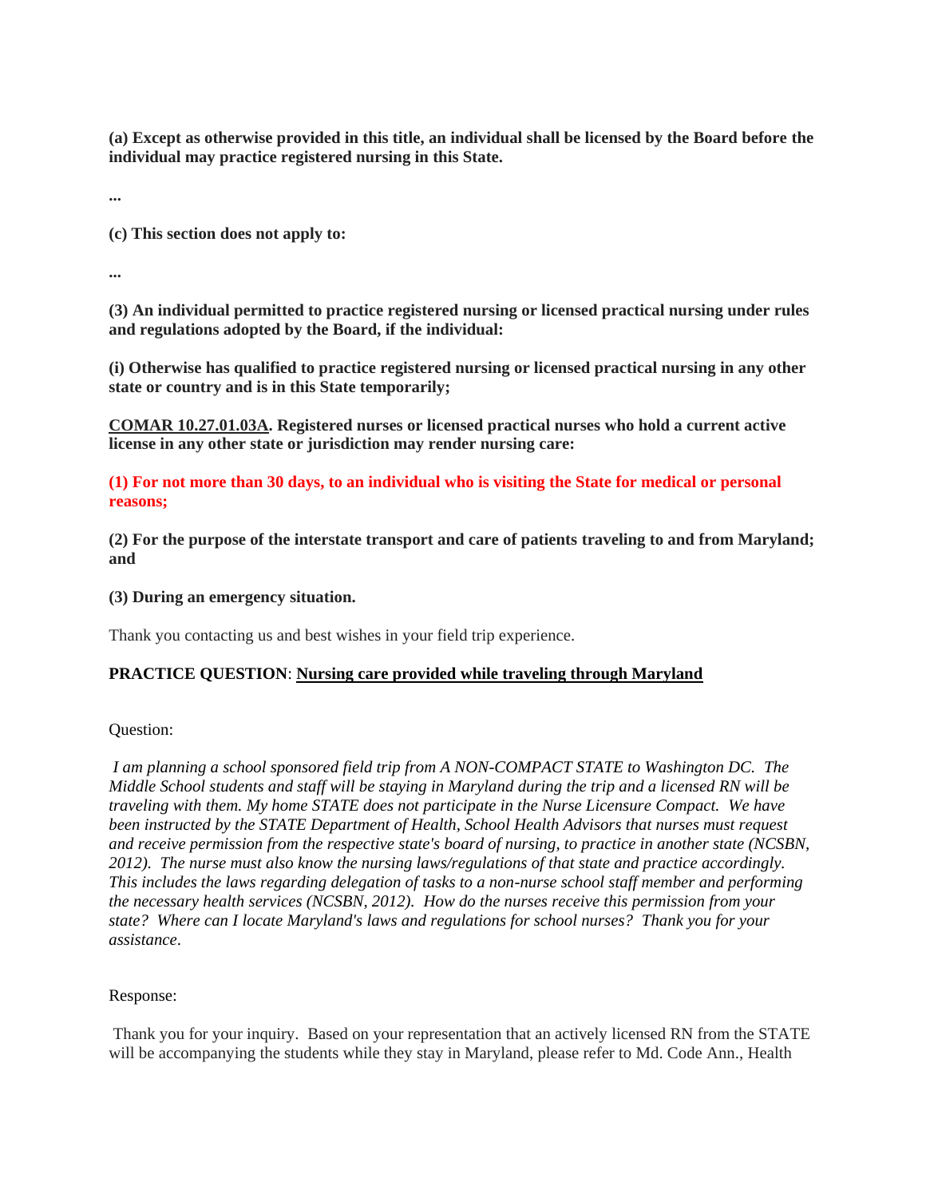**(a) Except as otherwise provided in this title, an individual shall be licensed by the Board before the individual may practice registered nursing in this State.**

**...**

**(c) This section does not apply to:**

**...**

**(3) An individual permitted to practice registered nursing or licensed practical nursing under rules and regulations adopted by the Board, if the individual:**

**(i) Otherwise has qualified to practice registered nursing or licensed practical nursing in any other state or country and is in this State temporarily;**

**<u>COMAR 10.27.01.03A</u>. Registered nurses or licensed practical nurses who hold a current active license in any other state or jurisdiction may render nursing care:**

**(1) For not more than 30 days, to an individual who is visiting the State for medical or personal reasons;**

**(2) For the purpose of the interstate transport and care of patients traveling to and from Maryland; and**

**(3) During an emergency situation.**

Thank you contacting us and best wishes in your field trip experience.

**PRACTICE QUESTION**: **<u>Nursing care provided while traveling through Maryland</u>**

Question:

*I am planning a school sponsored field trip from A NON-COMPACT STATE to Washington DC. The Middle School students and staff will be staying in Maryland during the trip and a licensed RN will be traveling with them. My home STATE does not participate in the Nurse Licensure Compact. We have been instructed by the STATE Department of Health, School Health Advisors that nurses must request and receive permission from the respective state's board of nursing, to practice in another state (NCSBN, 2012). The nurse must also know the nursing laws/regulations of that state and practice accordingly. This includes the laws regarding delegation of tasks to a non-nurse school staff member and performing the necessary health services (NCSBN, 2012). How do the nurses receive this permission from your state? Where can I locate Maryland's laws and regulations for school nurses? Thank you for your assistance*.

Response:

Thank you for your inquiry. Based on your representation that an actively licensed RN from the STATE will be accompanying the students while they stay in Maryland, please refer to Md. Code Ann., Health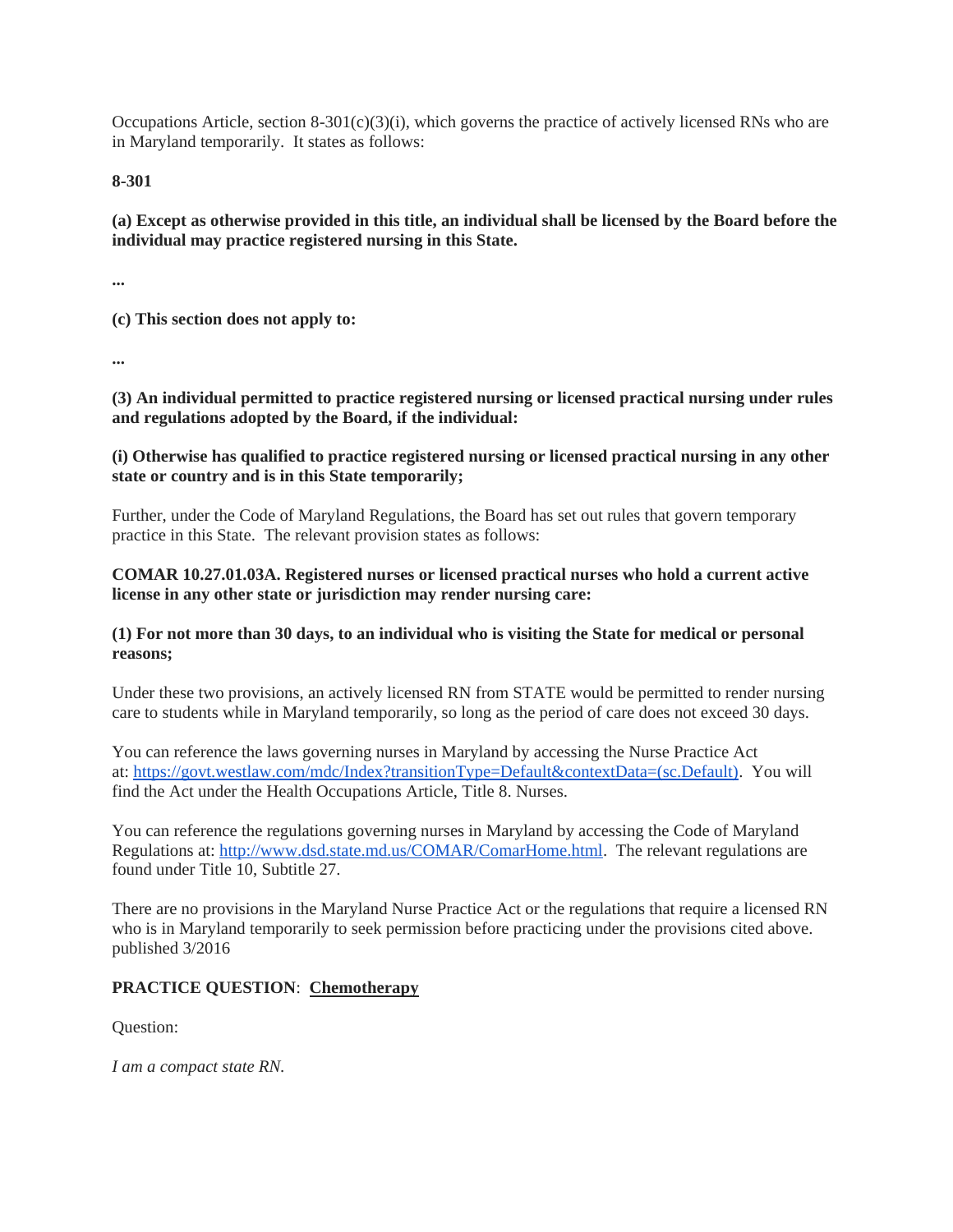Occupations Article, section 8-301(c)(3)(i), which governs the practice of actively licensed RNs who are in Maryland temporarily. It states as follows:

**8-301**

**(a) Except as otherwise provided in this title, an individual shall be licensed by the Board before the individual may practice registered nursing in this State.**

**...**

**(c) This section does not apply to:**

**...**

**(3) An individual permitted to practice registered nursing or licensed practical nursing under rules and regulations adopted by the Board, if the individual:**

**(i) Otherwise has qualified to practice registered nursing or licensed practical nursing in any other state or country and is in this State temporarily;**

Further, under the Code of Maryland Regulations, the Board has set out rules that govern temporary practice in this State. The relevant provision states as follows:

**COMAR 10.27.01.03A. Registered nurses or licensed practical nurses who hold a current active license in any other state or jurisdiction may render nursing care:**

**(1) For not more than 30 days, to an individual who is visiting the State for medical or personal reasons;**

Under these two provisions, an actively licensed RN from STATE would be permitted to render nursing care to students while in Maryland temporarily, so long as the period of care does not exceed 30 days.

You can reference the laws governing nurses in Maryland by accessing the Nurse Practice Act at: [https://govt.westlaw.com/mdc/Index?transitionType=Default&contextData=(sc.Default)](https://govt.westlaw.com/mdc/Index?transitionType=Default&contextData=(sc.Default)). You will find the Act under the Health Occupations Article, Title 8. Nurses.

You can reference the regulations governing nurses in Maryland by accessing the Code of Maryland Regulations at: [http://www.dsd.state.md.us/COMAR/ComarHome.html](http://www.dsd.state.md.us/COMAR/ComarHome.html). The relevant regulations are found under Title 10, Subtitle 27.

There are no provisions in the Maryland Nurse Practice Act or the regulations that require a licensed RN who is in Maryland temporarily to seek permission before practicing under the provisions cited above. published 3/2016

**PRACTICE QUESTION**: **Chemotherapy**

Question:

*I am a compact state RN.*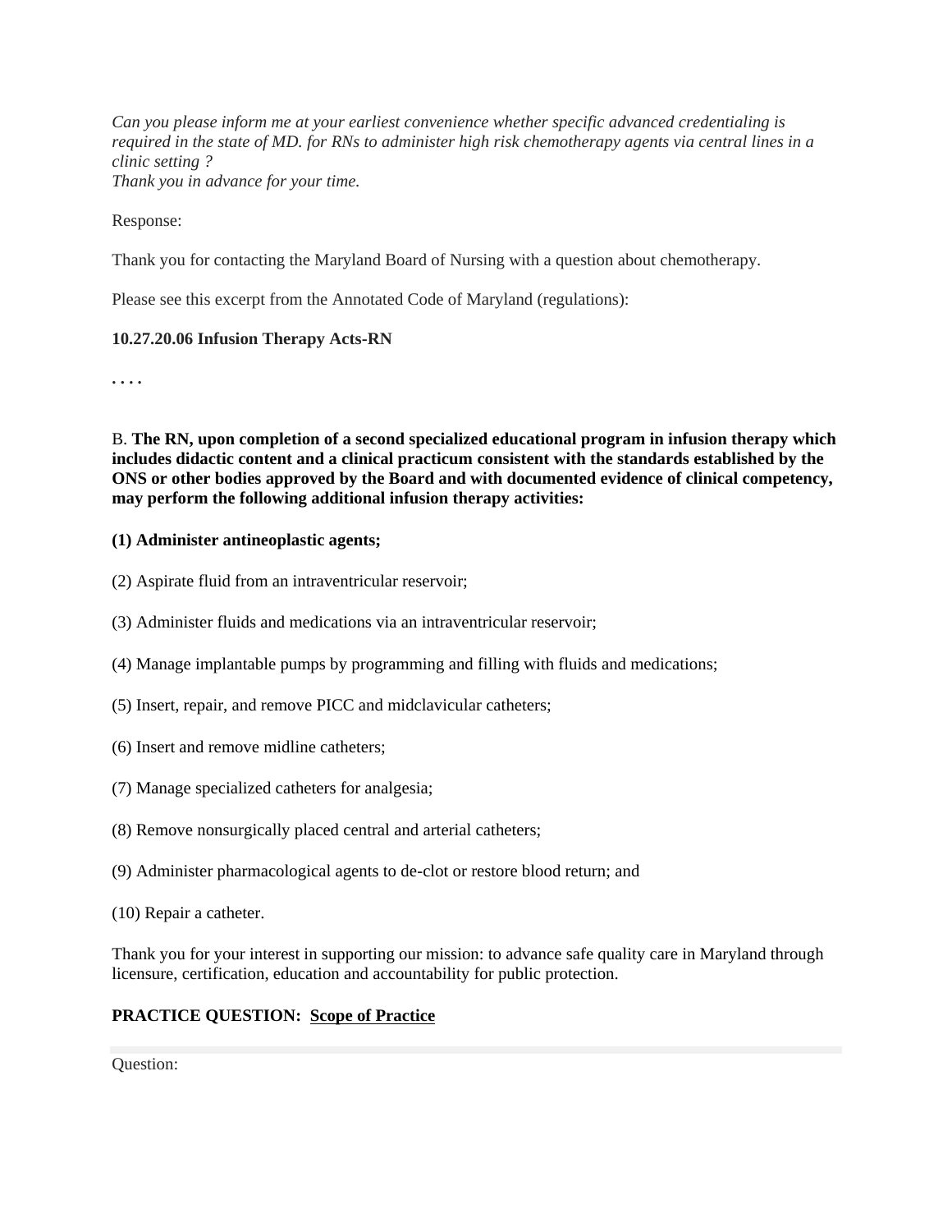*Can you please inform me at your earliest convenience whether specific advanced credentialing is required in the state of MD. for RNs to administer high risk chemotherapy agents via central lines in a clinic setting ?*
*Thank you in advance for your time.*

Response:

Thank you for contacting the Maryland Board of Nursing with a question about chemotherapy.

Please see this excerpt from the Annotated Code of Maryland (regulations):

**10.27.20.06 Infusion Therapy Acts-RN**

**. . . .**

B. **The RN, upon completion of a second specialized educational program in infusion therapy which includes didactic content and a clinical practicum consistent with the standards established by the ONS or other bodies approved by the Board and with documented evidence of clinical competency, may perform the following additional infusion therapy activities:**

**(1) Administer antineoplastic agents;**

(2) Aspirate fluid from an intraventricular reservoir;

(3) Administer fluids and medications via an intraventricular reservoir;

(4) Manage implantable pumps by programming and filling with fluids and medications;

(5) Insert, repair, and remove PICC and midclavicular catheters;

(6) Insert and remove midline catheters;

(7) Manage specialized catheters for analgesia;

(8) Remove nonsurgically placed central and arterial catheters;

(9) Administer pharmacological agents to de-clot or restore blood return; and

(10) Repair a catheter.

Thank you for your interest in supporting our mission: to advance safe quality care in Maryland through licensure, certification, education and accountability for public protection.

**PRACTICE QUESTION: <u>Scope of Practice</u>**

---

Question: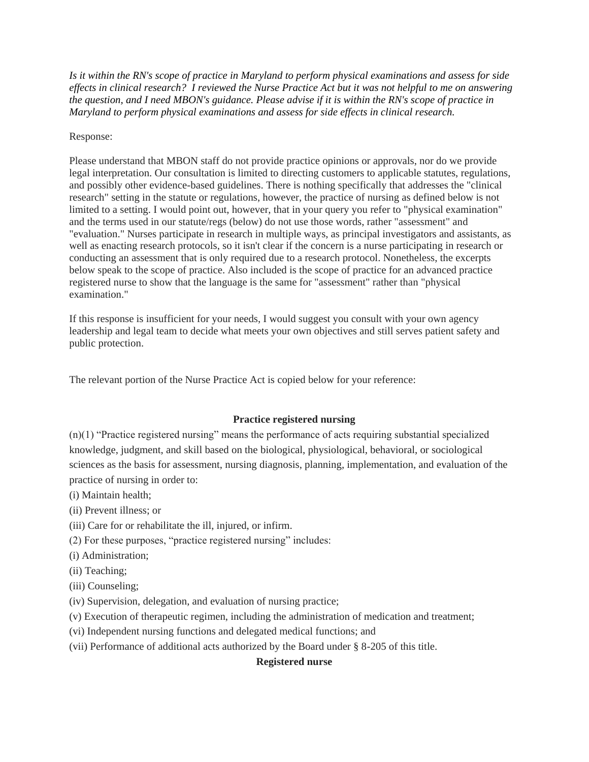*Is it within the RN's scope of practice in Maryland to perform physical examinations and assess for side effects in clinical research? I reviewed the Nurse Practice Act but it was not helpful to me on answering the question, and I need MBON's guidance. Please advise if it is within the RN's scope of practice in Maryland to perform physical examinations and assess for side effects in clinical research.*

Response:

Please understand that MBON staff do not provide practice opinions or approvals, nor do we provide legal interpretation. Our consultation is limited to directing customers to applicable statutes, regulations, and possibly other evidence-based guidelines. There is nothing specifically that addresses the "clinical research" setting in the statute or regulations, however, the practice of nursing as defined below is not limited to a setting. I would point out, however, that in your query you refer to "physical examination" and the terms used in our statute/regs (below) do not use those words, rather "assessment" and "evaluation." Nurses participate in research in multiple ways, as principal investigators and assistants, as well as enacting research protocols, so it isn't clear if the concern is a nurse participating in research or conducting an assessment that is only required due to a research protocol. Nonetheless, the excerpts below speak to the scope of practice. Also included is the scope of practice for an advanced practice registered nurse to show that the language is the same for "assessment" rather than "physical examination."

If this response is insufficient for your needs, I would suggest you consult with your own agency leadership and legal team to decide what meets your own objectives and still serves patient safety and public protection.

The relevant portion of the Nurse Practice Act is copied below for your reference:

**Practice registered nursing**

(n)(1) “Practice registered nursing” means the performance of acts requiring substantial specialized knowledge, judgment, and skill based on the biological, physiological, behavioral, or sociological sciences as the basis for assessment, nursing diagnosis, planning, implementation, and evaluation of the practice of nursing in order to:

(i) Maintain health;

(ii) Prevent illness; or

(iii) Care for or rehabilitate the ill, injured, or infirm.

(2) For these purposes, “practice registered nursing” includes:

(i) Administration;

(ii) Teaching;

(iii) Counseling;

(iv) Supervision, delegation, and evaluation of nursing practice;

(v) Execution of therapeutic regimen, including the administration of medication and treatment;

(vi) Independent nursing functions and delegated medical functions; and

(vii) Performance of additional acts authorized by the Board under § 8-205 of this title.

**Registered nurse**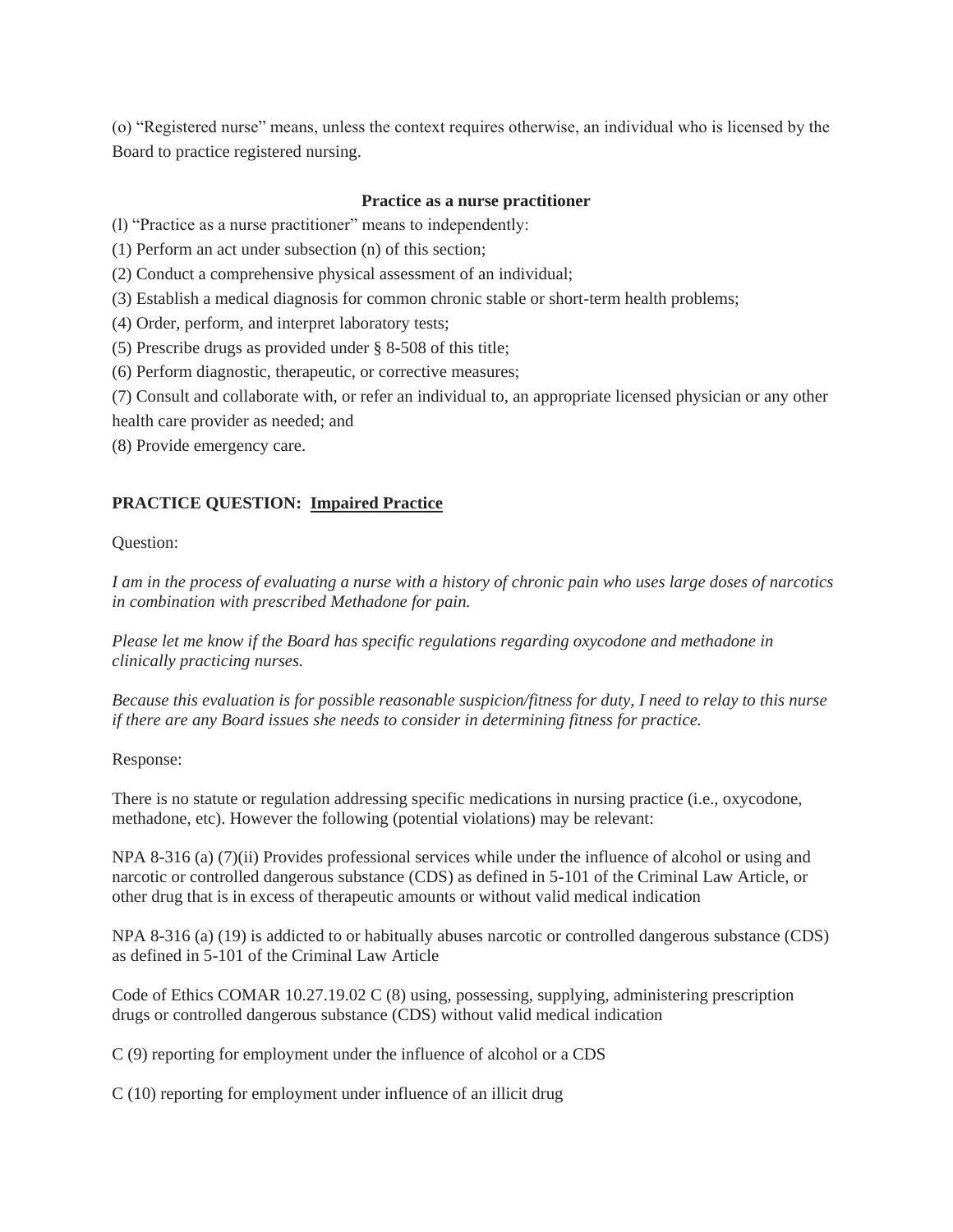(o) "Registered nurse" means, unless the context requires otherwise, an individual who is licensed by the Board to practice registered nursing.

**Practice as a nurse practitioner**

(l) "Practice as a nurse practitioner" means to independently:

(1) Perform an act under subsection (n) of this section;

(2) Conduct a comprehensive physical assessment of an individual;

(3) Establish a medical diagnosis for common chronic stable or short-term health problems;

(4) Order, perform, and interpret laboratory tests;

(5) Prescribe drugs as provided under § 8-508 of this title;

(6) Perform diagnostic, therapeutic, or corrective measures;

(7) Consult and collaborate with, or refer an individual to, an appropriate licensed physician or any other health care provider as needed; and

(8) Provide emergency care.

**PRACTICE QUESTION: <u>Impaired Practice</u>**

Question:

*I am in the process of evaluating a nurse with a history of chronic pain who uses large doses of narcotics in combination with prescribed Methadone for pain.*

*Please let me know if the Board has specific regulations regarding oxycodone and methadone in clinically practicing nurses.*

*Because this evaluation is for possible reasonable suspicion/fitness for duty, I need to relay to this nurse if there are any Board issues she needs to consider in determining fitness for practice.*

Response:

There is no statute or regulation addressing specific medications in nursing practice (i.e., oxycodone, methadone, etc). However the following (potential violations) may be relevant:

NPA 8-316 (a) (7)(ii) Provides professional services while under the influence of alcohol or using and narcotic or controlled dangerous substance (CDS) as defined in 5-101 of the Criminal Law Article, or other drug that is in excess of therapeutic amounts or without valid medical indication

NPA 8-316 (a) (19) is addicted to or habitually abuses narcotic or controlled dangerous substance (CDS) as defined in 5-101 of the Criminal Law Article

Code of Ethics COMAR 10.27.19.02 C (8) using, possessing, supplying, administering prescription drugs or controlled dangerous substance (CDS) without valid medical indication

C (9) reporting for employment under the influence of alcohol or a CDS

C (10) reporting for employment under influence of an illicit drug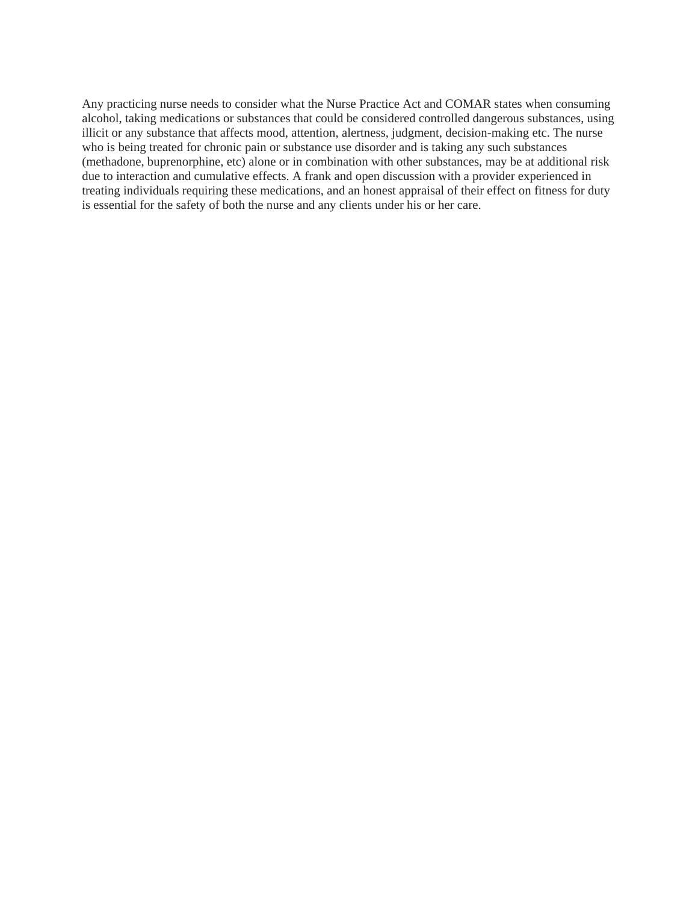Any practicing nurse needs to consider what the Nurse Practice Act and COMAR states when consuming alcohol, taking medications or substances that could be considered controlled dangerous substances, using illicit or any substance that affects mood, attention, alertness, judgment, decision-making etc. The nurse who is being treated for chronic pain or substance use disorder and is taking any such substances (methadone, buprenorphine, etc) alone or in combination with other substances, may be at additional risk due to interaction and cumulative effects. A frank and open discussion with a provider experienced in treating individuals requiring these medications, and an honest appraisal of their effect on fitness for duty is essential for the safety of both the nurse and any clients under his or her care.